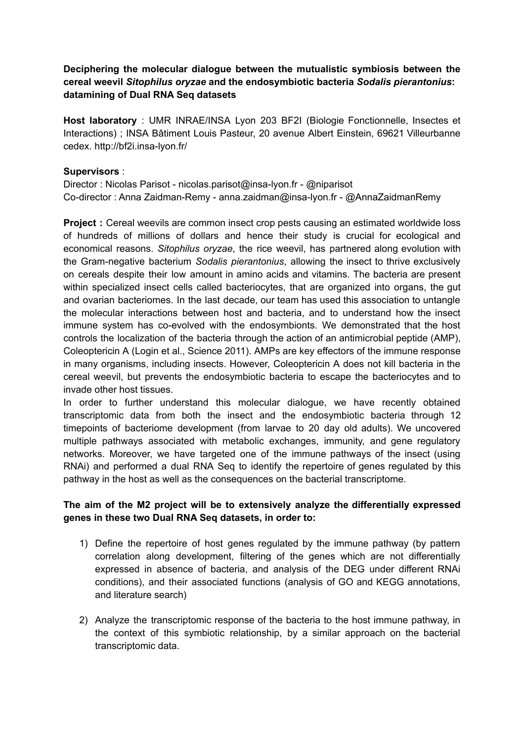**Deciphering the molecular dialogue between the mutualistic symbiosis between the cereal weevil *Sitophilus oryzae* and the endosymbiotic bacteria *Sodalis pierantonius*: datamining of Dual RNA Seq datasets**

**Host laboratory** : UMR INRAE/INSA Lyon 203 BF2I (Biologie Fonctionnelle, Insectes et Interactions) ; INSA Bâtiment Louis Pasteur, 20 avenue Albert Einstein, 69621 Villeurbanne cedex. http://bf2i.insa-lyon.fr/

**Supervisors** :

Director : Nicolas Parisot - nicolas.parisot@insa-lyon.fr - @niparisot

Co-director : Anna Zaidman-Remy - anna.zaidman@insa-lyon.fr - @AnnaZaidmanRemy

**Project :** Cereal weevils are common insect crop pests causing an estimated worldwide loss of hundreds of millions of dollars and hence their study is crucial for ecological and economical reasons. *Sitophilus oryzae*, the rice weevil, has partnered along evolution with the Gram-negative bacterium *Sodalis pierantonius*, allowing the insect to thrive exclusively on cereals despite their low amount in amino acids and vitamins. The bacteria are present within specialized insect cells called bacteriocytes, that are organized into organs, the gut and ovarian bacteriomes. In the last decade, our team has used this association to untangle the molecular interactions between host and bacteria, and to understand how the insect immune system has co-evolved with the endosymbionts. We demonstrated that the host controls the localization of the bacteria through the action of an antimicrobial peptide (AMP), Coleoptericin A (Login et al., Science 2011). AMPs are key effectors of the immune response in many organisms, including insects. However, Coleoptericin A does not kill bacteria in the cereal weevil, but prevents the endosymbiotic bacteria to escape the bacteriocytes and to invade other host tissues.

In order to further understand this molecular dialogue, we have recently obtained transcriptomic data from both the insect and the endosymbiotic bacteria through 12 timepoints of bacteriome development (from larvae to 20 day old adults). We uncovered multiple pathways associated with metabolic exchanges, immunity, and gene regulatory networks. Moreover, we have targeted one of the immune pathways of the insect (using RNAi) and performed a dual RNA Seq to identify the repertoire of genes regulated by this pathway in the host as well as the consequences on the bacterial transcriptome.

**The aim of the M2 project will be to extensively analyze the differentially expressed genes in these two Dual RNA Seq datasets, in order to:**

1) Define the repertoire of host genes regulated by the immune pathway (by pattern correlation along development, filtering of the genes which are not differentially expressed in absence of bacteria, and analysis of the DEG under different RNAi conditions), and their associated functions (analysis of GO and KEGG annotations, and literature search)

2) Analyze the transcriptomic response of the bacteria to the host immune pathway, in the context of this symbiotic relationship, by a similar approach on the bacterial transcriptomic data.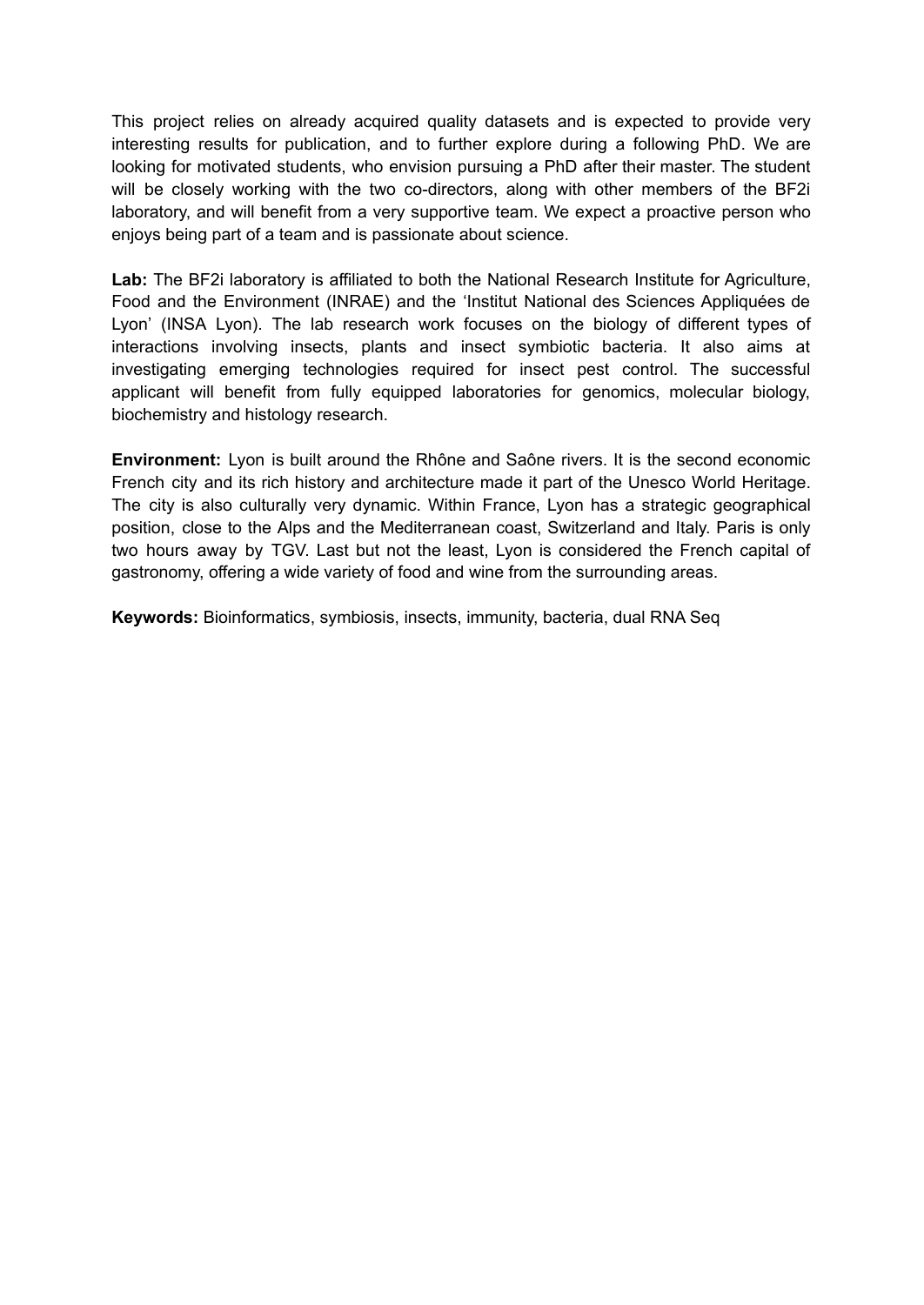This project relies on already acquired quality datasets and is expected to provide very interesting results for publication, and to further explore during a following PhD. We are looking for motivated students, who envision pursuing a PhD after their master. The student will be closely working with the two co-directors, along with other members of the BF2i laboratory, and will benefit from a very supportive team. We expect a proactive person who enjoys being part of a team and is passionate about science.

**Lab:** The BF2i laboratory is affiliated to both the National Research Institute for Agriculture, Food and the Environment (INRAE) and the 'Institut National des Sciences Appliquées de Lyon' (INSA Lyon). The lab research work focuses on the biology of different types of interactions involving insects, plants and insect symbiotic bacteria. It also aims at investigating emerging technologies required for insect pest control. The successful applicant will benefit from fully equipped laboratories for genomics, molecular biology, biochemistry and histology research.

**Environment:** Lyon is built around the Rhône and Saône rivers. It is the second economic French city and its rich history and architecture made it part of the Unesco World Heritage. The city is also culturally very dynamic. Within France, Lyon has a strategic geographical position, close to the Alps and the Mediterranean coast, Switzerland and Italy. Paris is only two hours away by TGV. Last but not the least, Lyon is considered the French capital of gastronomy, offering a wide variety of food and wine from the surrounding areas.

**Keywords:** Bioinformatics, symbiosis, insects, immunity, bacteria, dual RNA Seq